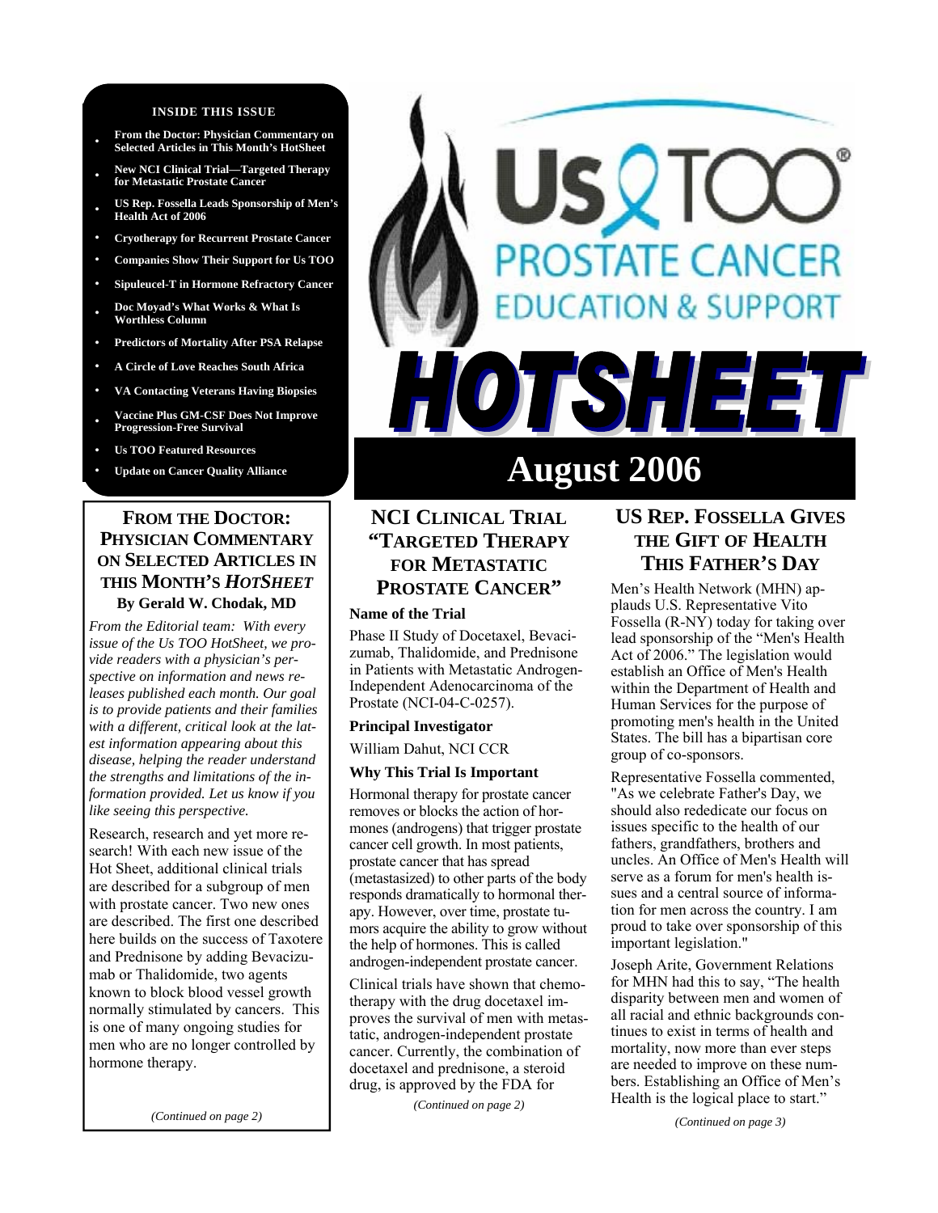# Us TOO® PROSTATE CANCER EDUCATION & SUPPORT

# HOTSHEET

# August 2006

**INSIDE THIS ISSUE**

- From the Doctor: Physician Commentary on Selected Articles in This Month's HotSheet
- New NCI Clinical Trial—Targeted Therapy for Metastatic Prostate Cancer
- US Rep. Fossella Leads Sponsorship of Men's Health Act of 2006
- Cryotherapy for Recurrent Prostate Cancer
- Companies Show Their Support for Us TOO
- Sipuleucel-T in Hormone Refractory Cancer
- Doc Moyad's What Works & What Is Worthless Column
- Predictors of Mortality After PSA Relapse
- A Circle of Love Reaches South Africa
- VA Contacting Veterans Having Biopsies
- Vaccine Plus GM-CSF Does Not Improve Progression-Free Survival
- Us TOO Featured Resources
- Update on Cancer Quality Alliance

## FROM THE DOCTOR: PHYSICIAN COMMENTARY ON SELECTED ARTICLES IN THIS MONTH'S *HOTSHEET*

**By Gerald W. Chodak, MD**

*From the Editorial team: With every issue of the Us TOO HotSheet, we provide readers with a physician's perspective on information and news releases published each month. Our goal is to provide patients and their families with a different, critical look at the latest information appearing about this disease, helping the reader understand the strengths and limitations of the information provided. Let us know if you like seeing this perspective.*

Research, research and yet more research! With each new issue of the Hot Sheet, additional clinical trials are described for a subgroup of men with prostate cancer. Two new ones are described. The first one described here builds on the success of Taxotere and Prednisone by adding Bevacizumab or Thalidomide, two agents known to block blood vessel growth normally stimulated by cancers. This is one of many ongoing studies for men who are no longer controlled by hormone therapy.

*(Continued on page 2)*

## NCI CLINICAL TRIAL "TARGETED THERAPY FOR METASTATIC PROSTATE CANCER"

**Name of the Trial**

Phase II Study of Docetaxel, Bevacizumab, Thalidomide, and Prednisone in Patients with Metastatic Androgen-Independent Adenocarcinoma of the Prostate (NCI-04-C-0257).

**Principal Investigator**

William Dahut, NCI CCR

**Why This Trial Is Important**

Hormonal therapy for prostate cancer removes or blocks the action of hormones (androgens) that trigger prostate cancer cell growth. In most patients, prostate cancer that has spread (metastasized) to other parts of the body responds dramatically to hormonal therapy. However, over time, prostate tumors acquire the ability to grow without the help of hormones. This is called androgen-independent prostate cancer.

Clinical trials have shown that chemotherapy with the drug docetaxel improves the survival of men with metastatic, androgen-independent prostate cancer. Currently, the combination of docetaxel and prednisone, a steroid drug, is approved by the FDA for

*(Continued on page 2)*

## US REP. FOSSELLA GIVES THE GIFT OF HEALTH THIS FATHER'S DAY

Men's Health Network (MHN) applauds U.S. Representative Vito Fossella (R-NY) today for taking over lead sponsorship of the "Men's Health Act of 2006." The legislation would establish an Office of Men's Health within the Department of Health and Human Services for the purpose of promoting men's health in the United States. The bill has a bipartisan core group of co-sponsors.

Representative Fossella commented, "As we celebrate Father's Day, we should also rededicate our focus on issues specific to the health of our fathers, grandfathers, brothers and uncles. An Office of Men's Health will serve as a forum for men's health issues and a central source of information for men across the country. I am proud to take over sponsorship of this important legislation."

Joseph Arite, Government Relations for MHN had this to say, "The health disparity between men and women of all racial and ethnic backgrounds continues to exist in terms of health and mortality, now more than ever steps are needed to improve on these numbers. Establishing an Office of Men's Health is the logical place to start."

*(Continued on page 3)*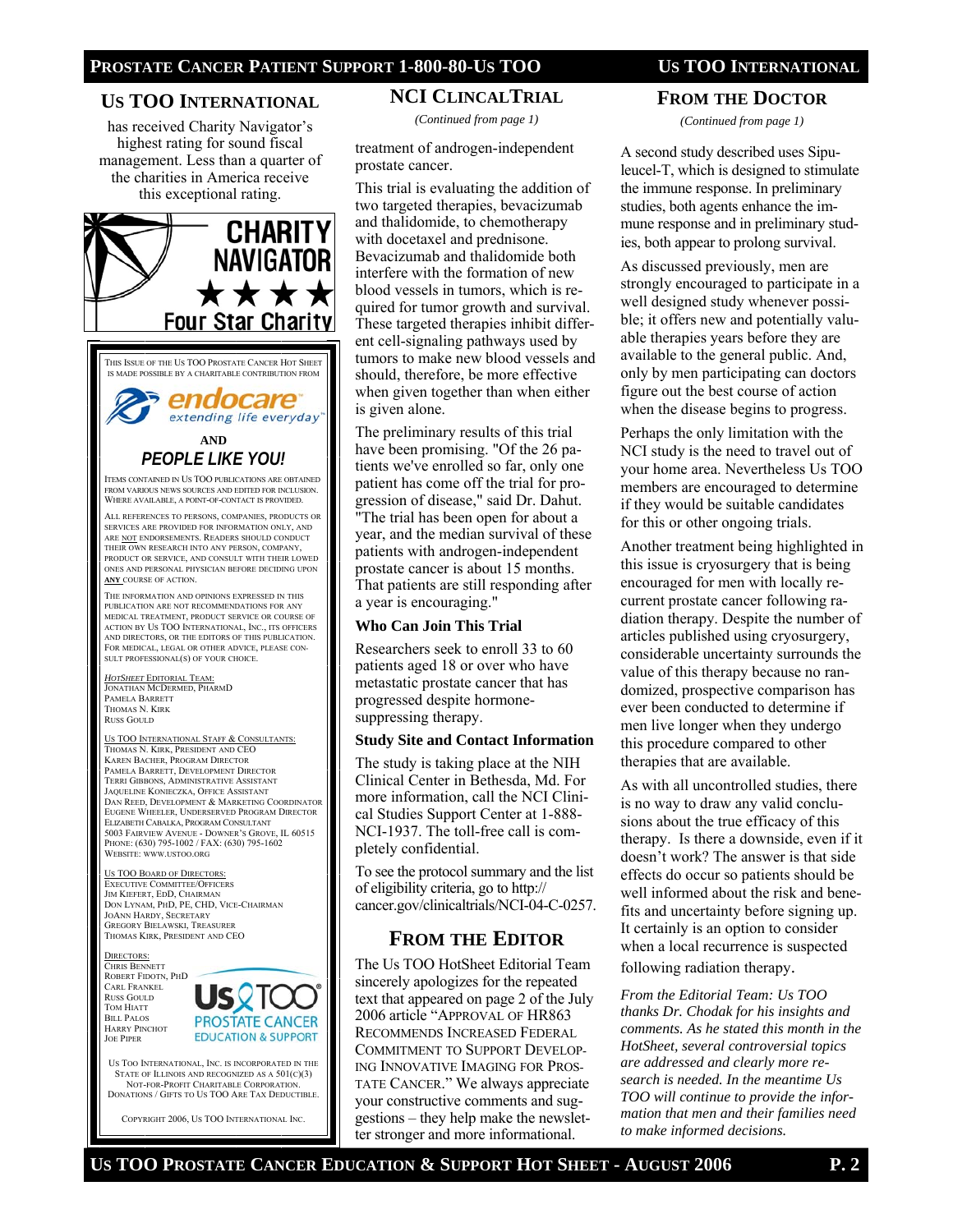## US TOO INTERNATIONAL

has received Charity Navigator's highest rating for sound fiscal management. Less than a quarter of the charities in America receive this exceptional rating.

CHARITY NAVIGATOR
★★★★
Four Star Charity

THIS ISSUE OF THE US TOO PROSTATE CANCER HOT SHEET IS MADE POSSIBLE BY A CHARITABLE CONTRIBUTION FROM

endocare
extending life everyday

AND

**PEOPLE LIKE YOU!**

ITEMS CONTAINED IN US TOO PUBLICATIONS ARE OBTAINED FROM VARIOUS NEWS SOURCES AND EDITED FOR INCLUSION. WHERE AVAILABLE, A POINT-OF-CONTACT IS PROVIDED.

ALL REFERENCES TO PERSONS, COMPANIES, PRODUCTS OR SERVICES ARE PROVIDED FOR INFORMATION ONLY, AND ARE NOT ENDORSEMENTS. READERS SHOULD CONDUCT THEIR OWN RESEARCH INTO ANY PERSON, COMPANY, PRODUCT OR SERVICE, AND CONSULT WITH THEIR LOWED ONES AND PERSONAL PHYSICIAN BEFORE DECIDING UPON **ANY** COURSE OF ACTION.

THE INFORMATION AND OPINIONS EXPRESSED IN THIS PUBLICATION ARE NOT RECOMMENDATIONS FOR ANY MEDICAL TREATMENT, PRODUCT SERVICE OR COURSE OF ACTION BY US TOO INTERNATIONAL, INC., ITS OFFICERS AND DIRECTORS, OR THE EDITORS OF THIS PUBLICATION. FOR MEDICAL, LEGAL OR OTHER ADVICE, PLEASE CONSULT PROFESSIONAL(S) OF YOUR CHOICE.

*HOTSHEET* EDITORIAL TEAM:
JONATHAN MCDERMED, PHARMD
PAMELA BARRETT
THOMAS N. KIRK
RUSS GOULD

US TOO INTERNATIONAL STAFF & CONSULTANTS:
THOMAS N. KIRK, PRESIDENT AND CEO
KAREN BACHER, PROGRAM DIRECTOR
PAMELA BARRETT, DEVELOPMENT DIRECTOR
TERRI GIBBONS, ADMINISTRATIVE ASSISTANT
JAQUELINE KONIECZKA, OFFICE ASSISTANT
DAN REED, DEVELOPMENT & MARKETING COORDINATOR
EUGENE WHEELER, UNDERSERVED PROGRAM DIRECTOR
ELIZABETH CABALKA, PROGRAM CONSULTANT
5003 FAIRVIEW AVENUE - DOWNER'S GROVE, IL 60515
PHONE: (630) 795-1002 / FAX: (630) 795-1602
WEBSITE: WWW.USTOO.ORG

US TOO BOARD OF DIRECTORS:
EXECUTIVE COMMITTEE/OFFICERS
JIM KIEFERT, EDD, CHAIRMAN
DON LYNAM, PHD, PE, CHD, VICE-CHAIRMAN
JOANN HARDY, SECRETARY
GREGORY BIELAWSKI, TREASURER
THOMAS KIRK, PRESIDENT AND CEO

DIRECTORS:
CHRIS BENNETT
ROBERT FIDOTN, PHD
CARL FRANKEL
RUSS GOULD
TOM HIATT
BILL PALOS
HARRY PINCHOT
JOE PIPER

Us TOO PROSTATE CANCER EDUCATION & SUPPORT

US TOO INTERNATIONAL, INC. IS INCORPORATED IN THE STATE OF ILLINOIS AND RECOGNIZED AS A 501(C)(3) NOT-FOR-PROFIT CHARITABLE CORPORATION. DONATIONS / GIFTS TO US TOO ARE TAX DEDUCTIBLE.

COPYRIGHT 2006, US TOO INTERNATIONAL INC.

## NCI CLINCALTRIAL

*(Continued from page 1)*

treatment of androgen-independent prostate cancer.

This trial is evaluating the addition of two targeted therapies, bevacizumab and thalidomide, to chemotherapy with docetaxel and prednisone. Bevacizumab and thalidomide both interfere with the formation of new blood vessels in tumors, which is required for tumor growth and survival. These targeted therapies inhibit different cell-signaling pathways used by tumors to make new blood vessels and should, therefore, be more effective when given together than when either is given alone.

The preliminary results of this trial have been promising. "Of the 26 patients we've enrolled so far, only one patient has come off the trial for progression of disease," said Dr. Dahut. "The trial has been open for about a year, and the median survival of these patients with androgen-independent prostate cancer is about 15 months. That patients are still responding after a year is encouraging."

### Who Can Join This Trial

Researchers seek to enroll 33 to 60 patients aged 18 or over who have metastatic prostate cancer that has progressed despite hormone-suppressing therapy.

### Study Site and Contact Information

The study is taking place at the NIH Clinical Center in Bethesda, Md. For more information, call the NCI Clinical Studies Support Center at 1-888-NCI-1937. The toll-free call is completely confidential.

To see the protocol summary and the list of eligibility criteria, go to http://cancer.gov/clinicaltrials/NCI-04-C-0257.

## FROM THE EDITOR

The Us TOO HotSheet Editorial Team sincerely apologizes for the repeated text that appeared on page 2 of the July 2006 article "APPROVAL OF HR863 RECOMMENDS INCREASED FEDERAL COMMITMENT TO SUPPORT DEVELOPING INNOVATIVE IMAGING FOR PROSTATE CANCER." We always appreciate your constructive comments and suggestions – they help make the newsletter stronger and more informational.

## FROM THE DOCTOR

*(Continued from page 1)*

A second study described uses Sipuleucel-T, which is designed to stimulate the immune response. In preliminary studies, both agents enhance the immune response and in preliminary studies, both appear to prolong survival.

As discussed previously, men are strongly encouraged to participate in a well designed study whenever possible; it offers new and potentially valuable therapies years before they are available to the general public. And, only by men participating can doctors figure out the best course of action when the disease begins to progress.

Perhaps the only limitation with the NCI study is the need to travel out of your home area. Nevertheless Us TOO members are encouraged to determine if they would be suitable candidates for this or other ongoing trials.

Another treatment being highlighted in this issue is cryosurgery that is being encouraged for men with locally recurrent prostate cancer following radiation therapy. Despite the number of articles published using cryosurgery, considerable uncertainty surrounds the value of this therapy because no randomized, prospective comparison has ever been conducted to determine if men live longer when they undergo this procedure compared to other therapies that are available.

As with all uncontrolled studies, there is no way to draw any valid conclusions about the true efficacy of this therapy. Is there a downside, even if it doesn't work? The answer is that side effects do occur so patients should be well informed about the risk and benefits and uncertainty before signing up. It certainly is an option to consider when a local recurrence is suspected following radiation therapy.

*From the Editorial Team: Us TOO thanks Dr. Chodak for his insights and comments. As he stated this month in the HotSheet, several controversial topics are addressed and clearly more research is needed. In the meantime Us TOO will continue to provide the information that men and their families need to make informed decisions.*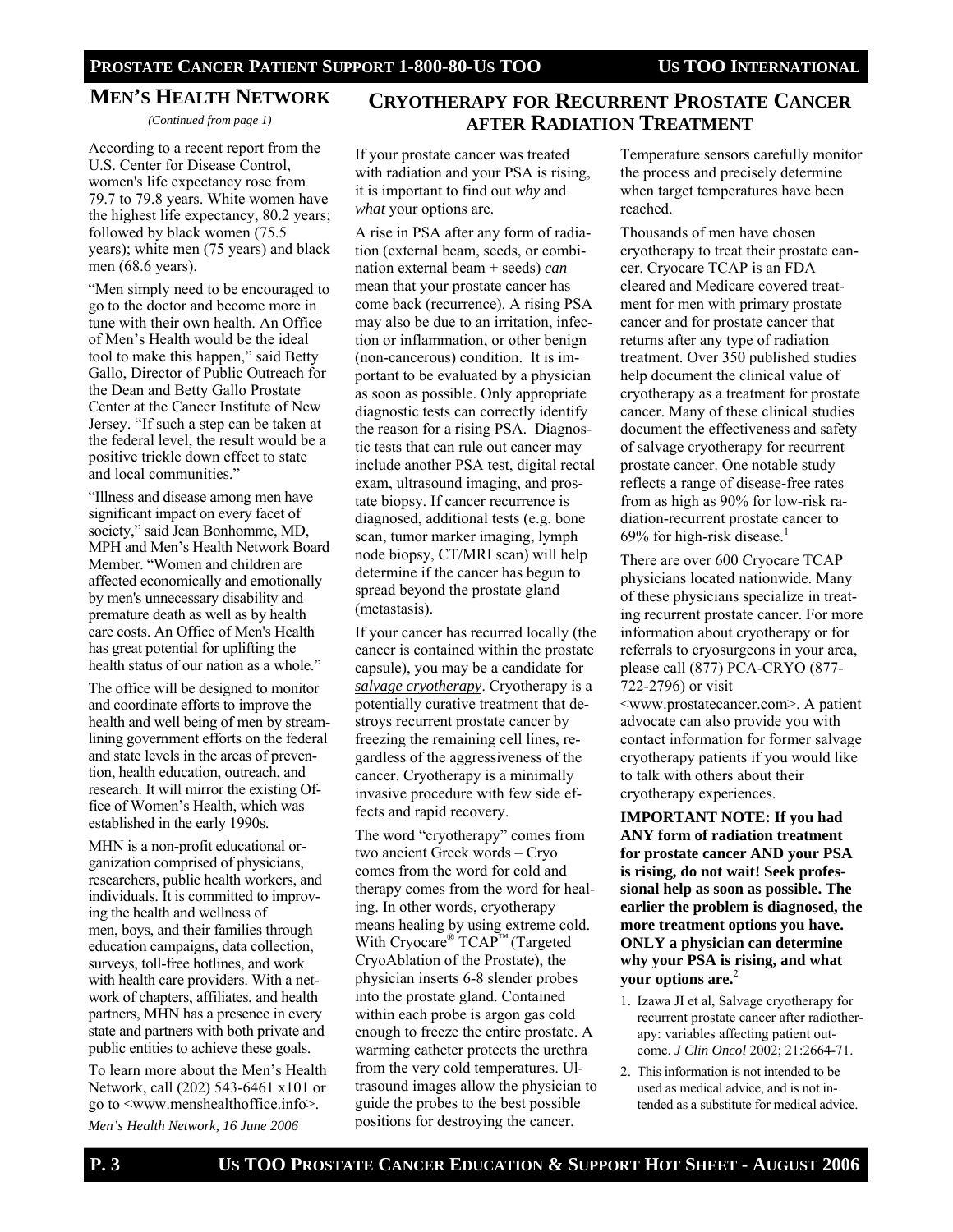## MEN'S HEALTH NETWORK

*(Continued from page 1)*

According to a recent report from the U.S. Center for Disease Control, women's life expectancy rose from 79.7 to 79.8 years. White women have the highest life expectancy, 80.2 years; followed by black women (75.5 years); white men (75 years) and black men (68.6 years).

"Men simply need to be encouraged to go to the doctor and become more in tune with their own health. An Office of Men's Health would be the ideal tool to make this happen," said Betty Gallo, Director of Public Outreach for the Dean and Betty Gallo Prostate Center at the Cancer Institute of New Jersey. "If such a step can be taken at the federal level, the result would be a positive trickle down effect to state and local communities."

"Illness and disease among men have significant impact on every facet of society," said Jean Bonhomme, MD, MPH and Men's Health Network Board Member. "Women and children are affected economically and emotionally by men's unnecessary disability and premature death as well as by health care costs. An Office of Men's Health has great potential for uplifting the health status of our nation as a whole."

The office will be designed to monitor and coordinate efforts to improve the health and well being of men by streamlining government efforts on the federal and state levels in the areas of prevention, health education, outreach, and research. It will mirror the existing Office of Women's Health, which was established in the early 1990s.

MHN is a non-profit educational organization comprised of physicians, researchers, public health workers, and individuals. It is committed to improving the health and wellness of men, boys, and their families through education campaigns, data collection, surveys, toll-free hotlines, and work with health care providers. With a network of chapters, affiliates, and health partners, MHN has a presence in every state and partners with both private and public entities to achieve these goals.

To learn more about the Men's Health Network, call (202) 543-6461 x101 or go to <www.menshealthoffice.info>.

*Men's Health Network, 16 June 2006*

## CRYOTHERAPY FOR RECURRENT PROSTATE CANCER AFTER RADIATION TREATMENT

If your prostate cancer was treated with radiation and your PSA is rising, it is important to find out *why* and *what* your options are.

A rise in PSA after any form of radiation (external beam, seeds, or combination external beam + seeds) *can* mean that your prostate cancer has come back (recurrence). A rising PSA may also be due to an irritation, infection or inflammation, or other benign (non-cancerous) condition. It is important to be evaluated by a physician as soon as possible. Only appropriate diagnostic tests can correctly identify the reason for a rising PSA. Diagnostic tests that can rule out cancer may include another PSA test, digital rectal exam, ultrasound imaging, and prostate biopsy. If cancer recurrence is diagnosed, additional tests (e.g. bone scan, tumor marker imaging, lymph node biopsy, CT/MRI scan) will help determine if the cancer has begun to spread beyond the prostate gland (metastasis).

If your cancer has recurred locally (the cancer is contained within the prostate capsule), you may be a candidate for ***salvage cryotherapy***. Cryotherapy is a potentially curative treatment that destroys recurrent prostate cancer by freezing the remaining cell lines, regardless of the aggressiveness of the cancer. Cryotherapy is a minimally invasive procedure with few side effects and rapid recovery.

The word "cryotherapy" comes from two ancient Greek words – Cryo comes from the word for cold and therapy comes from the word for healing. In other words, cryotherapy means healing by using extreme cold. With Cryocare® TCAP™ (Targeted CryoAblation of the Prostate), the physician inserts 6-8 slender probes into the prostate gland. Contained within each probe is argon gas cold enough to freeze the entire prostate. A warming catheter protects the urethra from the very cold temperatures. Ultrasound images allow the physician to guide the probes to the best possible positions for destroying the cancer. Temperature sensors carefully monitor the process and precisely determine when target temperatures have been reached.

Thousands of men have chosen cryotherapy to treat their prostate cancer. Cryocare TCAP is an FDA cleared and Medicare covered treatment for men with primary prostate cancer and for prostate cancer that returns after any type of radiation treatment. Over 350 published studies help document the clinical value of cryotherapy as a treatment for prostate cancer. Many of these clinical studies document the effectiveness and safety of salvage cryotherapy for recurrent prostate cancer. One notable study reflects a range of disease-free rates from as high as 90% for low-risk radiation-recurrent prostate cancer to 69% for high-risk disease.[1]

There are over 600 Cryocare TCAP physicians located nationwide. Many of these physicians specialize in treating recurrent prostate cancer. For more information about cryotherapy or for referrals to cryosurgeons in your area, please call (877) PCA-CRYO (877-722-2796) or visit <www.prostatecancer.com>. A patient advocate can also provide you with contact information for former salvage cryotherapy patients if you would like to talk with others about their cryotherapy experiences.

**IMPORTANT NOTE: If you had ANY form of radiation treatment for prostate cancer AND your PSA is rising, do not wait! Seek professional help as soon as possible. The earlier the problem is diagnosed, the more treatment options you have. ONLY a physician can determine why your PSA is rising, and what your options are.**[2]

1. Izawa JI et al, Salvage cryotherapy for recurrent prostate cancer after radiotherapy: variables affecting patient outcome. *J Clin Oncol* 2002; 21:2664-71.
2. This information is not intended to be used as medical advice, and is not intended as a substitute for medical advice.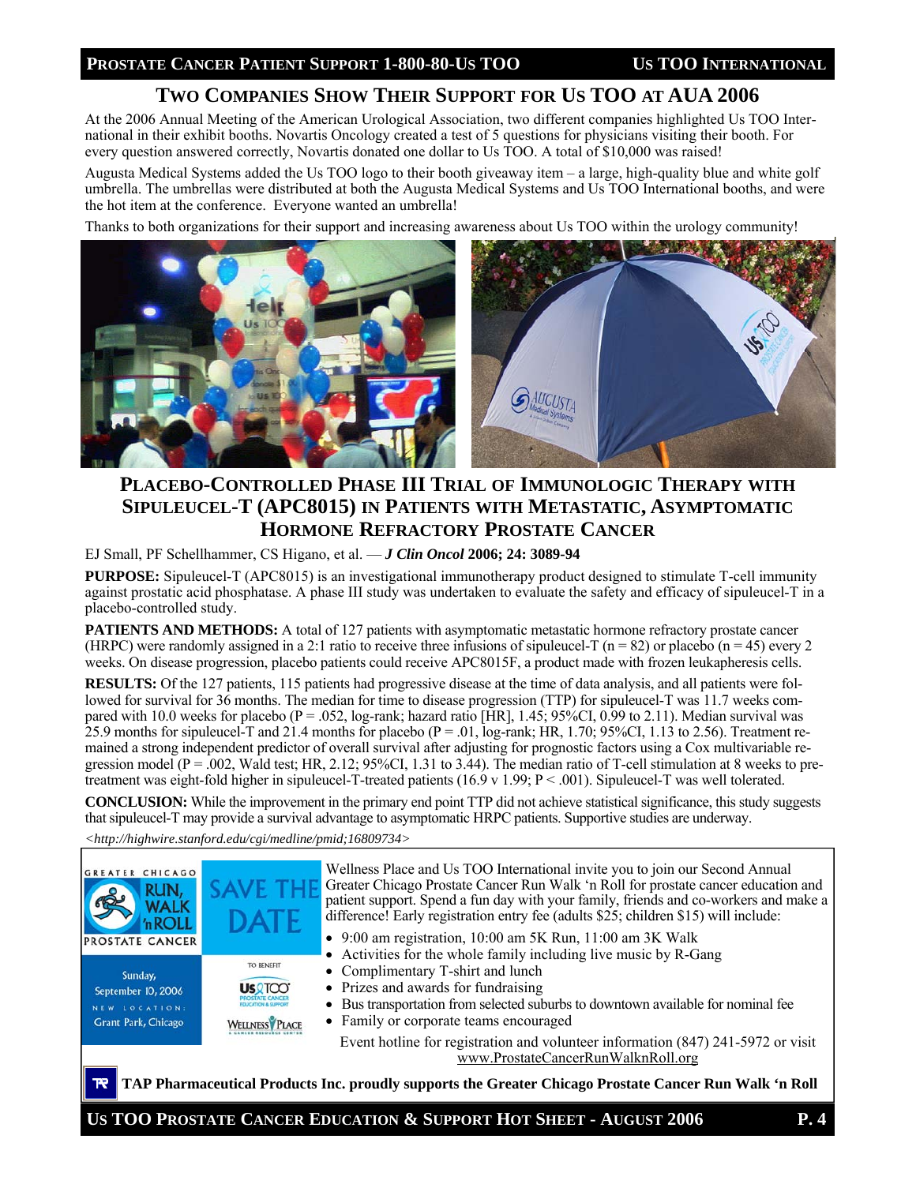## Two Companies Show Their Support for Us TOO at AUA 2006

At the 2006 Annual Meeting of the American Urological Association, two different companies highlighted Us TOO International in their exhibit booths. Novartis Oncology created a test of 5 questions for physicians visiting their booth. For every question answered correctly, Novartis donated one dollar to Us TOO. A total of $10,000 was raised!

Augusta Medical Systems added the Us TOO logo to their booth giveaway item – a large, high-quality blue and white golf umbrella. The umbrellas were distributed at both the Augusta Medical Systems and Us TOO International booths, and were the hot item at the conference. Everyone wanted an umbrella!

Thanks to both organizations for their support and increasing awareness about Us TOO within the urology community!

## Placebo-Controlled Phase III Trial of Immunologic Therapy with Sipuleucel-T (APC8015) in Patients with Metastatic, Asymptomatic Hormone Refractory Prostate Cancer

EJ Small, PF Schellhammer, CS Higano, et al. — ***J Clin Oncol*** **2006; 24: 3089-94**

**PURPOSE:** Sipuleucel-T (APC8015) is an investigational immunotherapy product designed to stimulate T-cell immunity against prostatic acid phosphatase. A phase III study was undertaken to evaluate the safety and efficacy of sipuleucel-T in a placebo-controlled study.

**PATIENTS AND METHODS:** A total of 127 patients with asymptomatic metastatic hormone refractory prostate cancer (HRPC) were randomly assigned in a 2:1 ratio to receive three infusions of sipuleucel-T (n = 82) or placebo (n = 45) every 2 weeks. On disease progression, placebo patients could receive APC8015F, a product made with frozen leukapheresis cells.

**RESULTS:** Of the 127 patients, 115 patients had progressive disease at the time of data analysis, and all patients were followed for survival for 36 months. The median for time to disease progression (TTP) for sipuleucel-T was 11.7 weeks compared with 10.0 weeks for placebo (P = .052, log-rank; hazard ratio [HR], 1.45; 95%CI, 0.99 to 2.11). Median survival was 25.9 months for sipuleucel-T and 21.4 months for placebo (P = .01, log-rank; HR, 1.70; 95%CI, 1.13 to 2.56). Treatment remained a strong independent predictor of overall survival after adjusting for prognostic factors using a Cox multivariable regression model (P = .002, Wald test; HR, 2.12; 95%CI, 1.31 to 3.44). The median ratio of T-cell stimulation at 8 weeks to pretreatment was eight-fold higher in sipuleucel-T-treated patients (16.9 v 1.99; P < .001). Sipuleucel-T was well tolerated.

**CONCLUSION:** While the improvement in the primary end point TTP did not achieve statistical significance, this study suggests that sipuleucel-T may provide a survival advantage to asymptomatic HRPC patients. Supportive studies are underway.

*<http://highwire.stanford.edu/cgi/medline/pmid;16809734>*

GREATER CHICAGO RUN, WALK 'n ROLL PROSTATE CANCER

SAVE THE DATE

Sunday, September 10, 2006
NEW LOCATION:
Grant Park, Chicago

TO BENEFIT
Us TOO Prostate Cancer Education & Support
Wellness Place

Wellness Place and Us TOO International invite you to join our Second Annual Greater Chicago Prostate Cancer Run Walk 'n Roll for prostate cancer education and patient support. Spend a fun day with your family, friends and co-workers and make a difference! Early registration entry fee (adults $25; children $15) will include:

- 9:00 am registration, 10:00 am 5K Run, 11:00 am 3K Walk
- Activities for the whole family including live music by R-Gang
- Complimentary T-shirt and lunch
- Prizes and awards for fundraising
- Bus transportation from selected suburbs to downtown available for nominal fee
- Family or corporate teams encouraged

Event hotline for registration and volunteer information (847) 241-5972 or visit www.ProstateCancerRunWalknRoll.org

**TAP Pharmaceutical Products Inc. proudly supports the Greater Chicago Prostate Cancer Run Walk 'n Roll**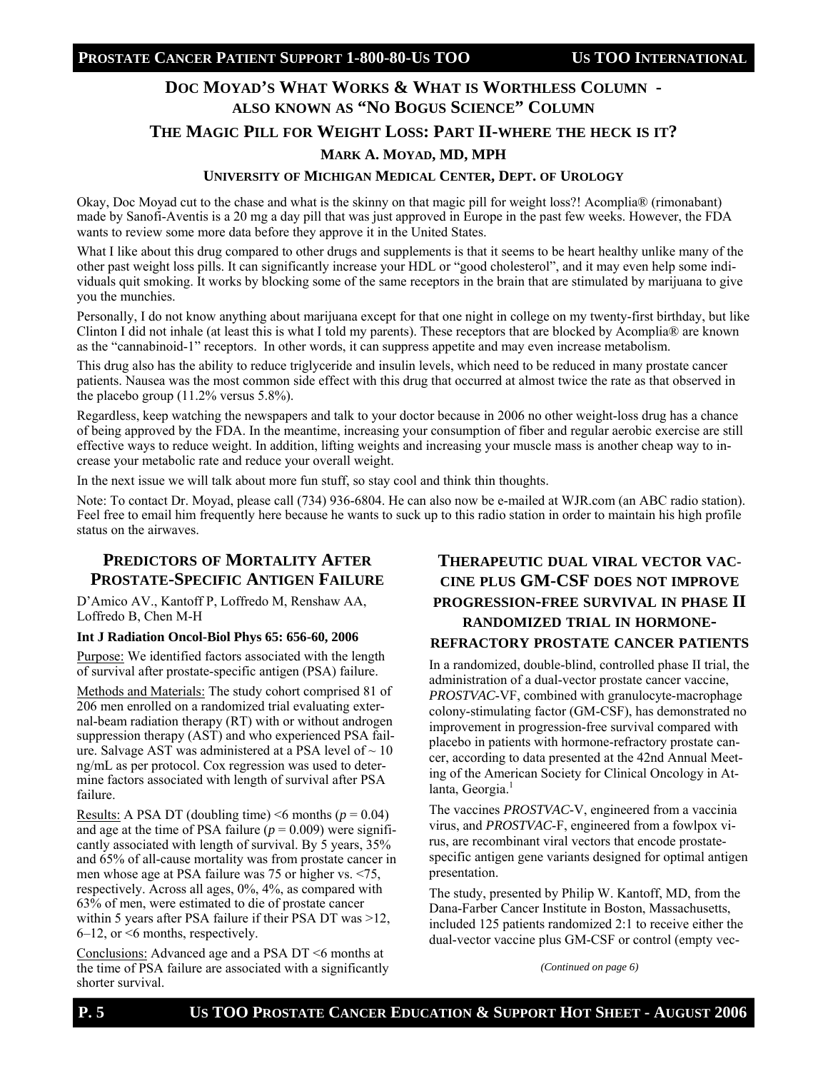## Doc Moyad's What Works & What is Worthless Column - also known as "No Bogus Science" Column

### The Magic Pill for Weight Loss: Part II-where the heck is it?

**Mark A. Moyad, MD, MPH**

**University of Michigan Medical Center, Dept. of Urology**

Okay, Doc Moyad cut to the chase and what is the skinny on that magic pill for weight loss?! Acomplia® (rimonabant) made by Sanofi-Aventis is a 20 mg a day pill that was just approved in Europe in the past few weeks. However, the FDA wants to review some more data before they approve it in the United States.

What I like about this drug compared to other drugs and supplements is that it seems to be heart healthy unlike many of the other past weight loss pills. It can significantly increase your HDL or "good cholesterol", and it may even help some individuals quit smoking. It works by blocking some of the same receptors in the brain that are stimulated by marijuana to give you the munchies.

Personally, I do not know anything about marijuana except for that one night in college on my twenty-first birthday, but like Clinton I did not inhale (at least this is what I told my parents). These receptors that are blocked by Acomplia® are known as the "cannabinoid-1" receptors. In other words, it can suppress appetite and may even increase metabolism.

This drug also has the ability to reduce triglyceride and insulin levels, which need to be reduced in many prostate cancer patients. Nausea was the most common side effect with this drug that occurred at almost twice the rate as that observed in the placebo group (11.2% versus 5.8%).

Regardless, keep watching the newspapers and talk to your doctor because in 2006 no other weight-loss drug has a chance of being approved by the FDA. In the meantime, increasing your consumption of fiber and regular aerobic exercise are still effective ways to reduce weight. In addition, lifting weights and increasing your muscle mass is another cheap way to increase your metabolic rate and reduce your overall weight.

In the next issue we will talk about more fun stuff, so stay cool and think thin thoughts.

Note: To contact Dr. Moyad, please call (734) 936-6804. He can also now be e-mailed at WJR.com (an ABC radio station). Feel free to email him frequently here because he wants to suck up to this radio station in order to maintain his high profile status on the airwaves.

## Predictors of Mortality After Prostate-Specific Antigen Failure

D'Amico AV., Kantoff P, Loffredo M, Renshaw AA, Loffredo B, Chen M-H

**Int J Radiation Oncol-Biol Phys 65: 656-60, 2006**

Purpose: We identified factors associated with the length of survival after prostate-specific antigen (PSA) failure.

Methods and Materials: The study cohort comprised 81 of 206 men enrolled on a randomized trial evaluating external-beam radiation therapy (RT) with or without androgen suppression therapy (AST) and who experienced PSA failure. Salvage AST was administered at a PSA level of ~ 10 ng/mL as per protocol. Cox regression was used to determine factors associated with length of survival after PSA failure.

Results: A PSA DT (doubling time) <6 months ($p = 0.04$) and age at the time of PSA failure ($p = 0.009$) were significantly associated with length of survival. By 5 years, 35% and 65% of all-cause mortality was from prostate cancer in men whose age at PSA failure was 75 or higher vs. <75, respectively. Across all ages, 0%, 4%, as compared with 63% of men, were estimated to die of prostate cancer within 5 years after PSA failure if their PSA DT was >12, 6–12, or <6 months, respectively.

Conclusions: Advanced age and a PSA DT <6 months at the time of PSA failure are associated with a significantly shorter survival.

## Therapeutic dual viral vector vaccine plus GM-CSF does not improve progression-free survival in phase II randomized trial in hormone-refractory prostate cancer patients

In a randomized, double-blind, controlled phase II trial, the administration of a dual-vector prostate cancer vaccine, *PROSTVAC*-VF, combined with granulocyte-macrophage colony-stimulating factor (GM-CSF), has demonstrated no improvement in progression-free survival compared with placebo in patients with hormone-refractory prostate cancer, according to data presented at the 42nd Annual Meeting of the American Society for Clinical Oncology in Atlanta, Georgia.[1]

The vaccines *PROSTVAC*-V, engineered from a vaccinia virus, and *PROSTVAC*-F, engineered from a fowlpox virus, are recombinant viral vectors that encode prostate-specific antigen gene variants designed for optimal antigen presentation.

The study, presented by Philip W. Kantoff, MD, from the Dana-Farber Cancer Institute in Boston, Massachusetts, included 125 patients randomized 2:1 to receive either the dual-vector vaccine plus GM-CSF or control (empty vec-

*(Continued on page 6)*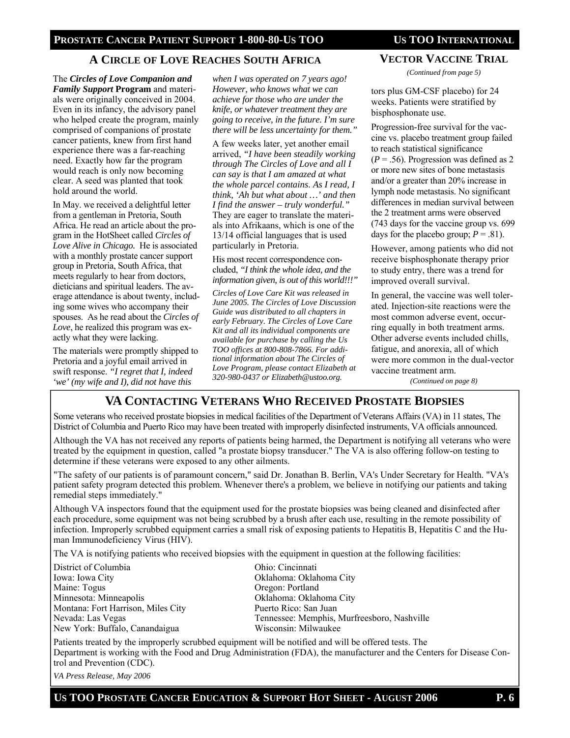## A Circle of Love Reaches South Africa

The ***Circles of Love Companion and Family Support* Program** and materials were originally conceived in 2004. Even in its infancy, the advisory panel who helped create the program, mainly comprised of companions of prostate cancer patients, knew from first hand experience there was a far-reaching need. Exactly how far the program would reach is only now becoming clear. A seed was planted that took hold around the world.

In May. we received a delightful letter from a gentleman in Pretoria, South Africa. He read an article about the program in the HotSheet called *Circles of Love Alive in Chicago.* He is associated with a monthly prostate cancer support group in Pretoria, South Africa, that meets regularly to hear from doctors, dieticians and spiritual leaders. The average attendance is about twenty, including some wives who accompany their spouses. As he read about the *Circles of Love*, he realized this program was exactly what they were lacking.

The materials were promptly shipped to Pretoria and a joyful email arrived in swift response. *"I regret that I, indeed 'we' (my wife and I), did not have this when I was operated on 7 years ago! However, who knows what we can achieve for those who are under the knife, or whatever treatment they are going to receive, in the future. I'm sure there will be less uncertainty for them."*

A few weeks later, yet another email arrived, *"I have been steadily working through The Circles of Love and all I can say is that I am amazed at what the whole parcel contains. As I read, I think, 'Ah but what about …' and then I find the answer – truly wonderful."* They are eager to translate the materials into Afrikaans, which is one of the 13/14 official languages that is used particularly in Pretoria.

His most recent correspondence concluded, *"I think the whole idea, and the information given, is out of this world!!!"*

*Circles of Love Care Kit was released in June 2005. The Circles of Love Discussion Guide was distributed to all chapters in early February. The Circles of Love Care Kit and all its individual components are available for purchase by calling the Us TOO offices at 800-808-7866. For additional information about The Circles of Love Program, please contact Elizabeth at 320-980-0437 or Elizabeth@ustoo.org.*

## Vector Vaccine Trial

*(Continued from page 5)*

tors plus GM-CSF placebo) for 24 weeks. Patients were stratified by bisphosphonate use.

Progression-free survival for the vaccine vs. placebo treatment group failed to reach statistical significance ($P = .56$). Progression was defined as 2 or more new sites of bone metastasis and/or a greater than 20% increase in lymph node metastasis. No significant differences in median survival between the 2 treatment arms were observed (743 days for the vaccine group vs. 699 days for the placebo group; $P = .81$).

However, among patients who did not receive bisphosphonate therapy prior to study entry, there was a trend for improved overall survival.

In general, the vaccine was well tolerated. Injection-site reactions were the most common adverse event, occurring equally in both treatment arms. Other adverse events included chills, fatigue, and anorexia, all of which were more common in the dual-vector vaccine treatment arm.

*(Continued on page 8)*

## VA Contacting Veterans Who Received Prostate Biopsies

Some veterans who received prostate biopsies in medical facilities of the Department of Veterans Affairs (VA) in 11 states, The District of Columbia and Puerto Rico may have been treated with improperly disinfected instruments, VA officials announced.

Although the VA has not received any reports of patients being harmed, the Department is notifying all veterans who were treated by the equipment in question, called "a prostate biopsy transducer." The VA is also offering follow-on testing to determine if these veterans were exposed to any other ailments.

"The safety of our patients is of paramount concern," said Dr. Jonathan B. Berlin, VA's Under Secretary for Health. "VA's patient safety program detected this problem. Whenever there's a problem, we believe in notifying our patients and taking remedial steps immediately."

Although VA inspectors found that the equipment used for the prostate biopsies was being cleaned and disinfected after each procedure, some equipment was not being scrubbed by a brush after each use, resulting in the remote possibility of infection. Improperly scrubbed equipment carries a small risk of exposing patients to Hepatitis B, Hepatitis C and the Human Immunodeficiency Virus (HIV).

The VA is notifying patients who received biopsies with the equipment in question at the following facilities:

District of Columbia
Iowa: Iowa City
Maine: Togus
Minnesota: Minneapolis
Montana: Fort Harrison, Miles City
Nevada: Las Vegas
New York: Buffalo, Canandaigua
Ohio: Cincinnati
Oklahoma: Oklahoma City
Oregon: Portland
Oklahoma: Oklahoma City
Puerto Rico: San Juan
Tennessee: Memphis, Murfreesboro, Nashville
Wisconsin: Milwaukee

Patients treated by the improperly scrubbed equipment will be notified and will be offered tests. The Department is working with the Food and Drug Administration (FDA), the manufacturer and the Centers for Disease Control and Prevention (CDC).

*VA Press Release, May 2006*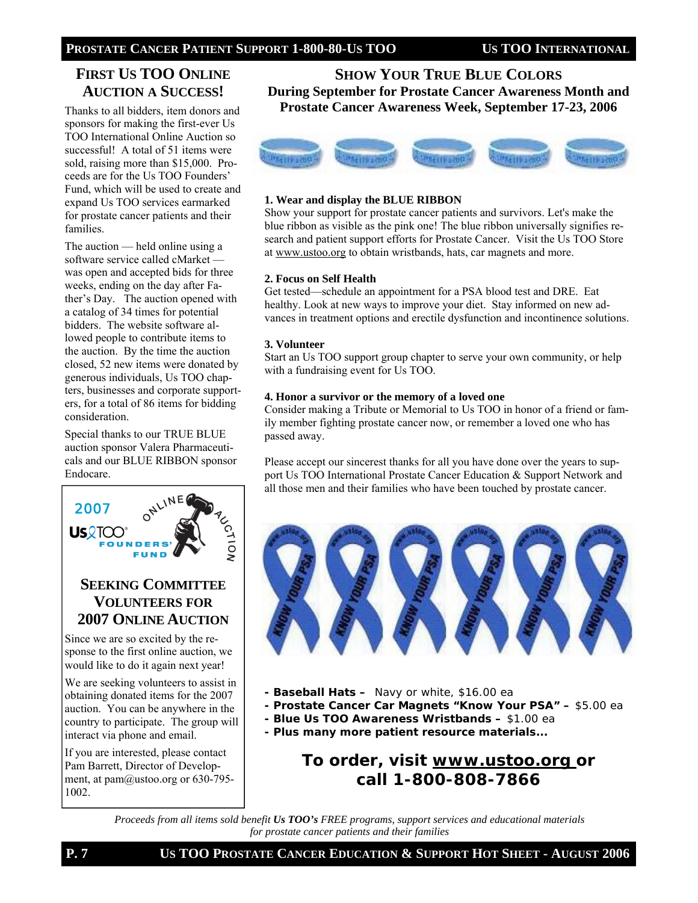## FIRST US TOO ONLINE AUCTION A SUCCESS!

Thanks to all bidders, item donors and sponsors for making the first-ever Us TOO International Online Auction so successful! A total of 51 items were sold, raising more than $15,000. Proceeds are for the Us TOO Founders' Fund, which will be used to create and expand Us TOO services earmarked for prostate cancer patients and their families.

The auction — held online using a software service called cMarket — was open and accepted bids for three weeks, ending on the day after Father's Day. The auction opened with a catalog of 34 times for potential bidders. The website software allowed people to contribute items to the auction. By the time the auction closed, 52 new items were donated by generous individuals, Us TOO chapters, businesses and corporate supporters, for a total of 86 items for bidding consideration.

Special thanks to our TRUE BLUE auction sponsor Valera Pharmaceuticals and our BLUE RIBBON sponsor Endocare.

2007 ONLINE AUCTION
Us TOO FOUNDERS' FUND

## SEEKING COMMITTEE VOLUNTEERS FOR 2007 ONLINE AUCTION

Since we are so excited by the response to the first online auction, we would like to do it again next year!

We are seeking volunteers to assist in obtaining donated items for the 2007 auction. You can be anywhere in the country to participate. The group will interact via phone and email.

If you are interested, please contact Pam Barrett, Director of Development, at pam@ustoo.org or 630-795-1002.

## SHOW YOUR TRUE BLUE COLORS

**During September for Prostate Cancer Awareness Month and Prostate Cancer Awareness Week, September 17-23, 2006**

**1. Wear and display the BLUE RIBBON**
Show your support for prostate cancer patients and survivors. Let's make the blue ribbon as visible as the pink one! The blue ribbon universally signifies research and patient support efforts for Prostate Cancer. Visit the Us TOO Store at www.ustoo.org to obtain wristbands, hats, car magnets and more.

**2. Focus on Self Health**
Get tested—schedule an appointment for a PSA blood test and DRE. Eat healthy. Look at new ways to improve your diet. Stay informed on new advances in treatment options and erectile dysfunction and incontinence solutions.

**3. Volunteer**
Start an Us TOO support group chapter to serve your own community, or help with a fundraising event for Us TOO.

**4. Honor a survivor or the memory of a loved one**
Consider making a Tribute or Memorial to Us TOO in honor of a friend or family member fighting prostate cancer now, or remember a loved one who has passed away.

Please accept our sincerest thanks for all you have done over the years to support Us TOO International Prostate Cancer Education & Support Network and all those men and their families who have been touched by prostate cancer.

- **Baseball Hats –** Navy or white, $16.00 ea
- **Prostate Cancer Car Magnets "Know Your PSA" –** $5.00 ea
- **Blue Us TOO Awareness Wristbands –** $1.00 ea
- **Plus many more patient resource materials...**

**To order, visit www.ustoo.org or call 1-800-808-7866**

*Proceeds from all items sold benefit **Us TOO's** FREE programs, support services and educational materials for prostate cancer patients and their families*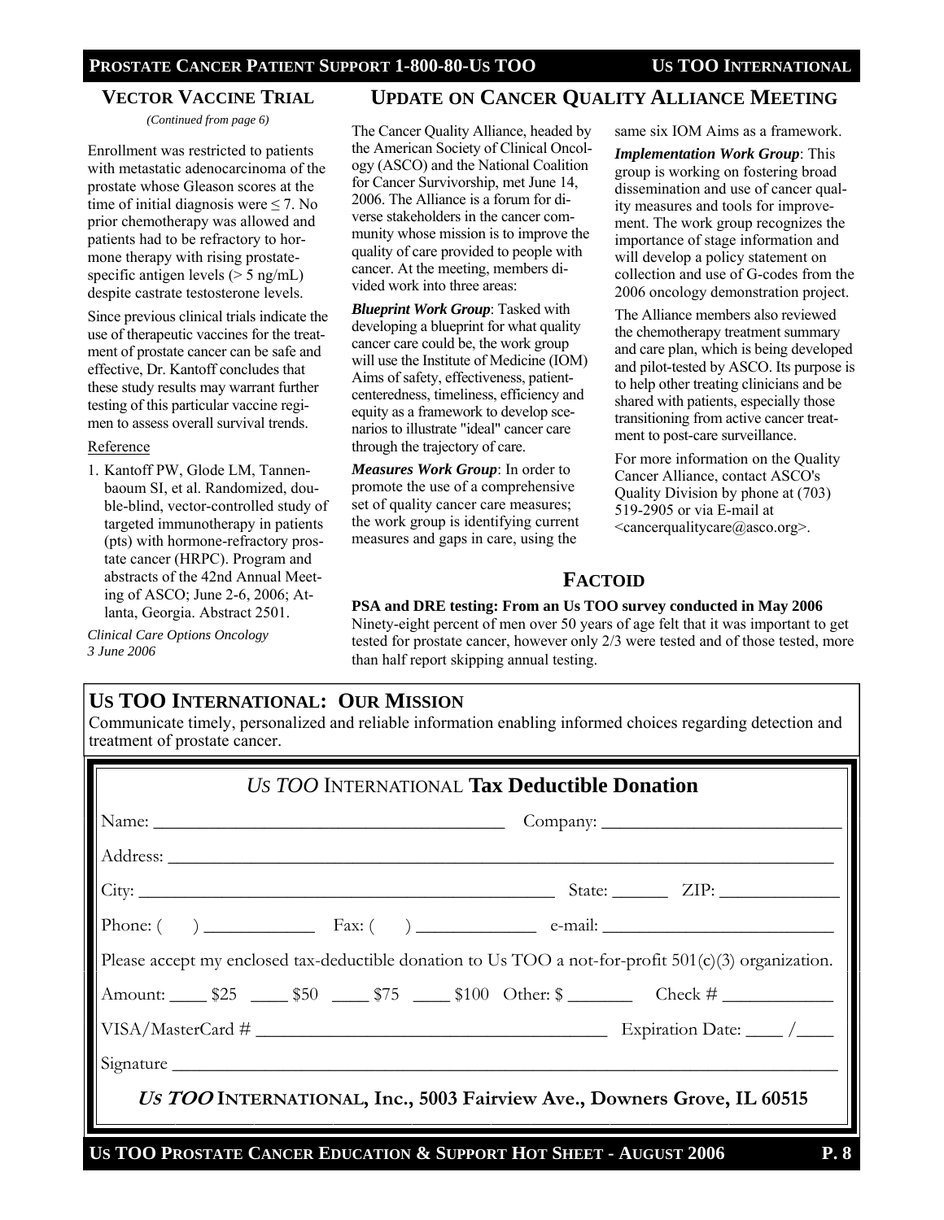## VECTOR VACCINE TRIAL

*(Continued from page 6)*

Enrollment was restricted to patients with metastatic adenocarcinoma of the prostate whose Gleason scores at the time of initial diagnosis were $\leq 7$. No prior chemotherapy was allowed and patients had to be refractory to hormone therapy with rising prostate-specific antigen levels (> 5 ng/mL) despite castrate testosterone levels.

Since previous clinical trials indicate the use of therapeutic vaccines for the treatment of prostate cancer can be safe and effective, Dr. Kantoff concludes that these study results may warrant further testing of this particular vaccine regimen to assess overall survival trends.

Reference

1. Kantoff PW, Glode LM, Tannenbaoum SI, et al. Randomized, double-blind, vector-controlled study of targeted immunotherapy in patients (pts) with hormone-refractory prostate cancer (HRPC). Program and abstracts of the 42nd Annual Meeting of ASCO; June 2-6, 2006; Atlanta, Georgia. Abstract 2501.

*Clinical Care Options Oncology*
*3 June 2006*

## UPDATE ON CANCER QUALITY ALLIANCE MEETING

The Cancer Quality Alliance, headed by the American Society of Clinical Oncology (ASCO) and the National Coalition for Cancer Survivorship, met June 14, 2006. The Alliance is a forum for diverse stakeholders in the cancer community whose mission is to improve the quality of care provided to people with cancer. At the meeting, members divided work into three areas:

***Blueprint Work Group***: Tasked with developing a blueprint for what quality cancer care could be, the work group will use the Institute of Medicine (IOM) Aims of safety, effectiveness, patient-centeredness, timeliness, efficiency and equity as a framework to develop scenarios to illustrate "ideal" cancer care through the trajectory of care.

***Measures Work Group***: In order to promote the use of a comprehensive set of quality cancer care measures; the work group is identifying current measures and gaps in care, using the same six IOM Aims as a framework.

***Implementation Work Group***: This group is working on fostering broad dissemination and use of cancer quality measures and tools for improvement. The work group recognizes the importance of stage information and will develop a policy statement on collection and use of G-codes from the 2006 oncology demonstration project.

The Alliance members also reviewed the chemotherapy treatment summary and care plan, which is being developed and pilot-tested by ASCO. Its purpose is to help other treating clinicians and be shared with patients, especially those transitioning from active cancer treatment to post-care surveillance.

For more information on the Quality Cancer Alliance, contact ASCO's Quality Division by phone at (703) 519-2905 or via E-mail at <cancerqualitycare@asco.org>.

## FACTOID

**PSA and DRE testing: From an Us TOO survey conducted in May 2006**
Ninety-eight percent of men over 50 years of age felt that it was important to get tested for prostate cancer, however only 2/3 were tested and of those tested, more than half report skipping annual testing.

## US TOO INTERNATIONAL: OUR MISSION

Communicate timely, personalized and reliable information enabling informed choices regarding detection and treatment of prostate cancer.

### *US TOO* INTERNATIONAL **Tax Deductible Donation**

Name: ______________________________ Company: ______________________

Address: ______________________________________________________________

City: ______________________________________ State: ______ ZIP: ____________

Phone: ( ) ___________ Fax: ( ) ____________ e-mail: ______________________

Please accept my enclosed tax-deductible donation to Us TOO a not-for-profit 501(c)(3) organization.

Amount: ____ $25 ____ $50 ____ $75 ____ $100 Other: $ _______ Check # ___________

VISA/MasterCard # ________________________________ Expiration Date: ____ /____

Signature ______________________________________________________________

***US TOO*** **INTERNATIONAL, Inc., 5003 Fairview Ave., Downers Grove, IL 60515**